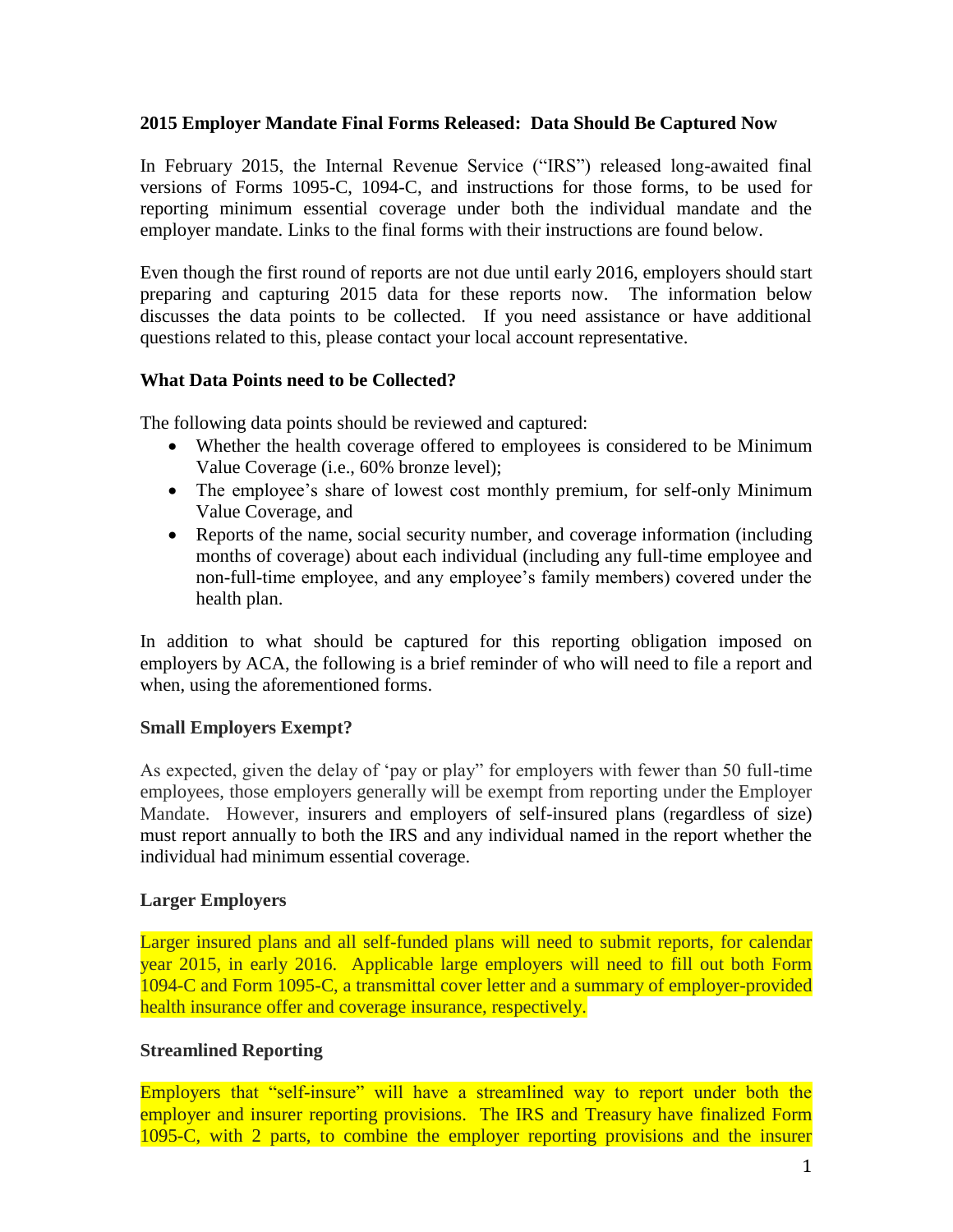**2015 Employer Mandate Final Forms Released: Data Should Be Captured Now**

In February 2015, the Internal Revenue Service ("IRS") released long-awaited final versions of Forms 1095-C, 1094-C, and instructions for those forms, to be used for reporting minimum essential coverage under both the individual mandate and the employer mandate. Links to the final forms with their instructions are found below.

Even though the first round of reports are not due until early 2016, employers should start preparing and capturing 2015 data for these reports now. The information below discusses the data points to be collected. If you need assistance or have additional questions related to this, please contact your local account representative.

**What Data Points need to be Collected?**

The following data points should be reviewed and captured:

- Whether the health coverage offered to employees is considered to be Minimum Value Coverage (i.e., 60% bronze level);
- The employee's share of lowest cost monthly premium, for self-only Minimum Value Coverage, and
- Reports of the name, social security number, and coverage information (including months of coverage) about each individual (including any full-time employee and non-full-time employee, and any employee's family members) covered under the health plan.

In addition to what should be captured for this reporting obligation imposed on employers by ACA, the following is a brief reminder of who will need to file a report and when, using the aforementioned forms.

**Small Employers Exempt?**

As expected, given the delay of 'pay or play" for employers with fewer than 50 full-time employees, those employers generally will be exempt from reporting under the Employer Mandate. However, insurers and employers of self-insured plans (regardless of size) must report annually to both the IRS and any individual named in the report whether the individual had minimum essential coverage.

**Larger Employers**

Larger insured plans and all self-funded plans will need to submit reports, for calendar year 2015, in early 2016. Applicable large employers will need to fill out both Form 1094-C and Form 1095-C, a transmittal cover letter and a summary of employer-provided health insurance offer and coverage insurance, respectively.

**Streamlined Reporting**

Employers that "self-insure" will have a streamlined way to report under both the employer and insurer reporting provisions. The IRS and Treasury have finalized Form 1095-C, with 2 parts, to combine the employer reporting provisions and the insurer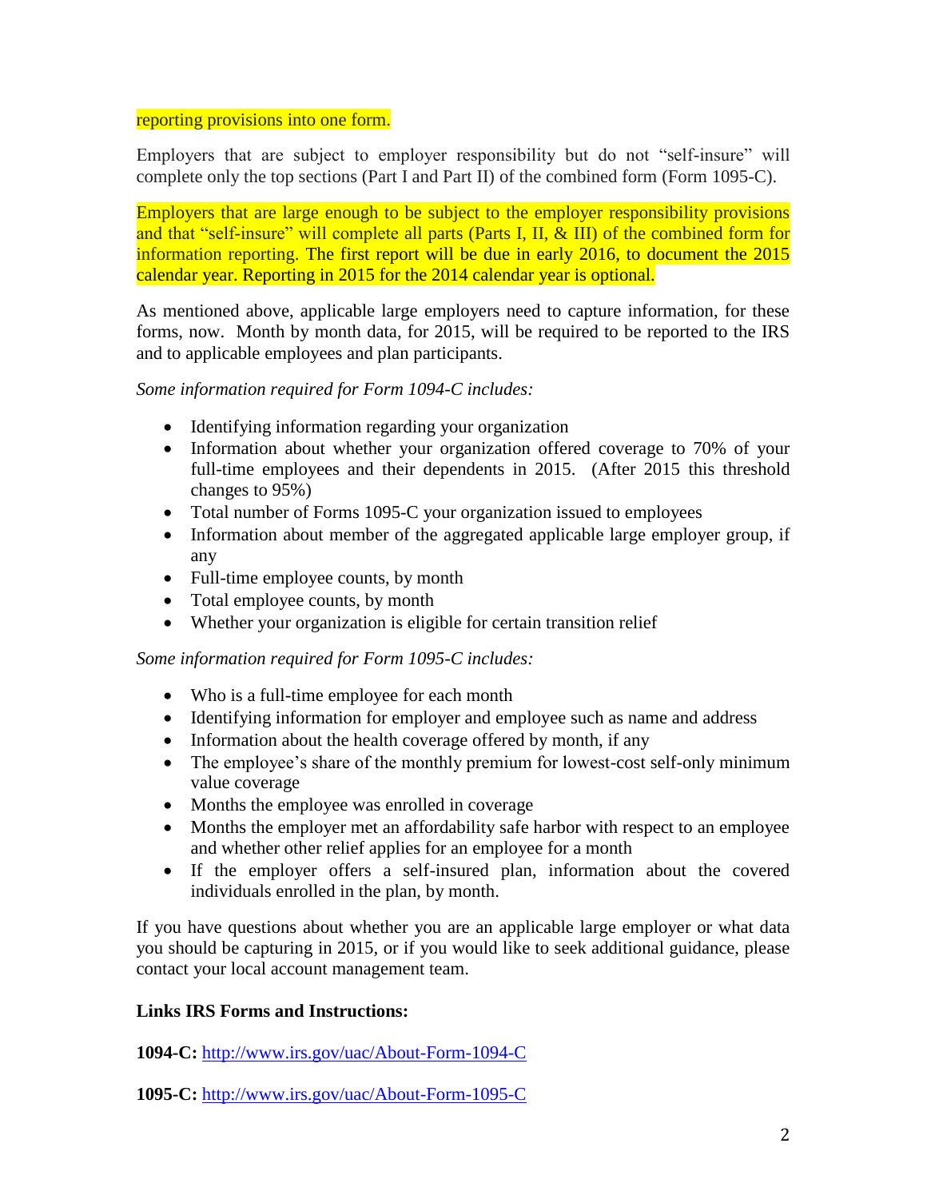reporting provisions into one form.

Employers that are subject to employer responsibility but do not "self-insure" will complete only the top sections (Part I and Part II) of the combined form (Form 1095-C).

Employers that are large enough to be subject to the employer responsibility provisions and that "self-insure" will complete all parts (Parts I, II, & III) of the combined form for information reporting. The first report will be due in early 2016, to document the 2015 calendar year. Reporting in 2015 for the 2014 calendar year is optional.

As mentioned above, applicable large employers need to capture information, for these forms, now. Month by month data, for 2015, will be required to be reported to the IRS and to applicable employees and plan participants.

*Some information required for Form 1094-C includes:*

- Identifying information regarding your organization
- Information about whether your organization offered coverage to 70% of your full-time employees and their dependents in 2015. (After 2015 this threshold changes to 95%)
- Total number of Forms 1095-C your organization issued to employees
- Information about member of the aggregated applicable large employer group, if any
- Full-time employee counts, by month
- Total employee counts, by month
- Whether your organization is eligible for certain transition relief

*Some information required for Form 1095-C includes:*

- Who is a full-time employee for each month
- Identifying information for employer and employee such as name and address
- Information about the health coverage offered by month, if any
- The employee's share of the monthly premium for lowest-cost self-only minimum value coverage
- Months the employee was enrolled in coverage
- Months the employer met an affordability safe harbor with respect to an employee and whether other relief applies for an employee for a month
- If the employer offers a self-insured plan, information about the covered individuals enrolled in the plan, by month.

If you have questions about whether you are an applicable large employer or what data you should be capturing in 2015, or if you would like to seek additional guidance, please contact your local account management team.

**Links IRS Forms and Instructions:**

**1094-C:** http://www.irs.gov/uac/About-Form-1094-C

**1095-C:** http://www.irs.gov/uac/About-Form-1095-C